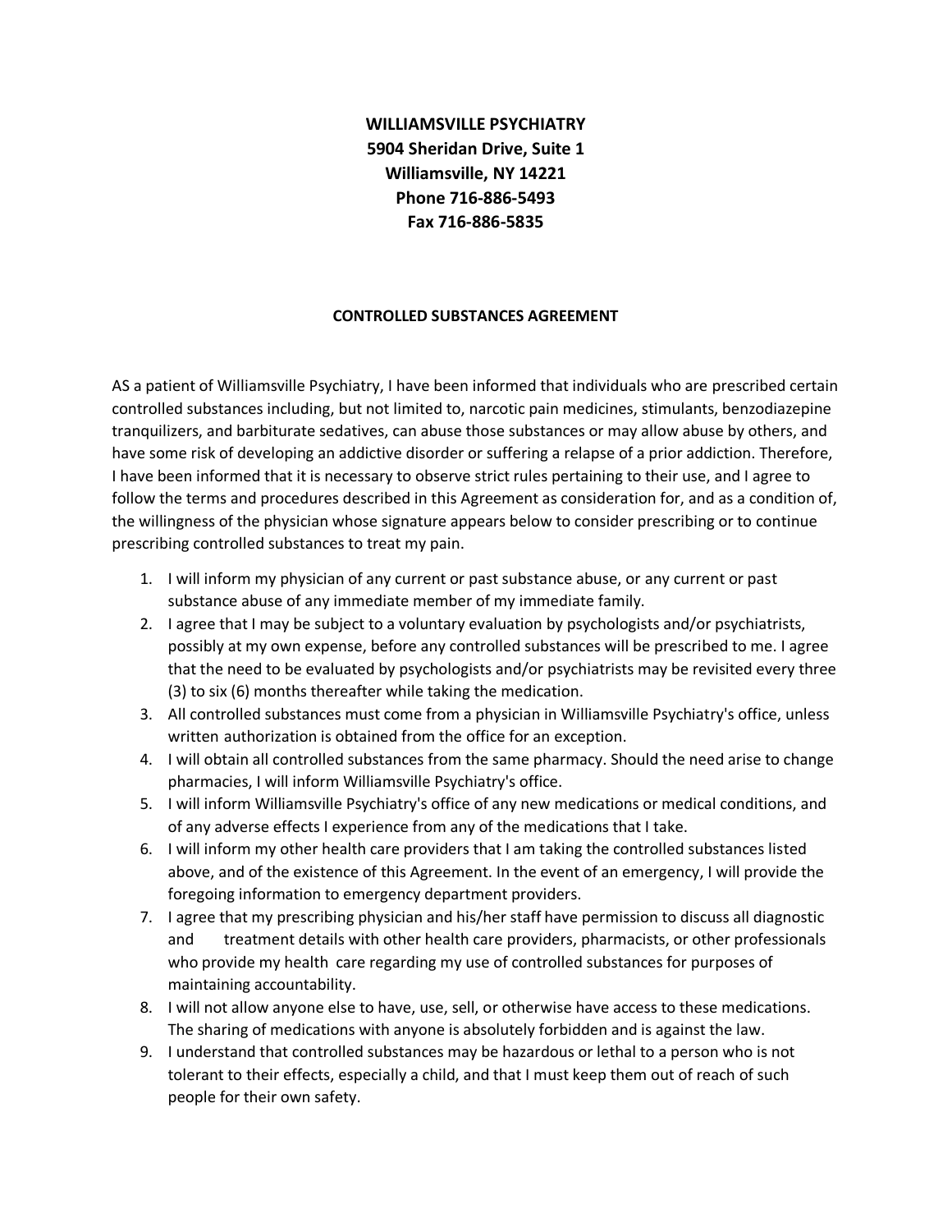**WILLIAMSVILLE PSYCHIATRY**
**5904 Sheridan Drive, Suite 1**
**Williamsville, NY 14221**
**Phone 716-886-5493**
**Fax 716-886-5835**

## CONTROLLED SUBSTANCES AGREEMENT

AS a patient of Williamsville Psychiatry, I have been informed that individuals who are prescribed certain controlled substances including, but not limited to, narcotic pain medicines, stimulants, benzodiazepine tranquilizers, and barbiturate sedatives, can abuse those substances or may allow abuse by others, and have some risk of developing an addictive disorder or suffering a relapse of a prior addiction. Therefore, I have been informed that it is necessary to observe strict rules pertaining to their use, and I agree to follow the terms and procedures described in this Agreement as consideration for, and as a condition of, the willingness of the physician whose signature appears below to consider prescribing or to continue prescribing controlled substances to treat my pain.

1. I will inform my physician of any current or past substance abuse, or any current or past substance abuse of any immediate member of my immediate family.
2. I agree that I may be subject to a voluntary evaluation by psychologists and/or psychiatrists, possibly at my own expense, before any controlled substances will be prescribed to me. I agree that the need to be evaluated by psychologists and/or psychiatrists may be revisited every three (3) to six (6) months thereafter while taking the medication.
3. All controlled substances must come from a physician in Williamsville Psychiatry's office, unless written authorization is obtained from the office for an exception.
4. I will obtain all controlled substances from the same pharmacy. Should the need arise to change pharmacies, I will inform Williamsville Psychiatry's office.
5. I will inform Williamsville Psychiatry's office of any new medications or medical conditions, and of any adverse effects I experience from any of the medications that I take.
6. I will inform my other health care providers that I am taking the controlled substances listed above, and of the existence of this Agreement. In the event of an emergency, I will provide the foregoing information to emergency department providers.
7. I agree that my prescribing physician and his/her staff have permission to discuss all diagnostic and treatment details with other health care providers, pharmacists, or other professionals who provide my health care regarding my use of controlled substances for purposes of maintaining accountability.
8. I will not allow anyone else to have, use, sell, or otherwise have access to these medications. The sharing of medications with anyone is absolutely forbidden and is against the law.
9. I understand that controlled substances may be hazardous or lethal to a person who is not tolerant to their effects, especially a child, and that I must keep them out of reach of such people for their own safety.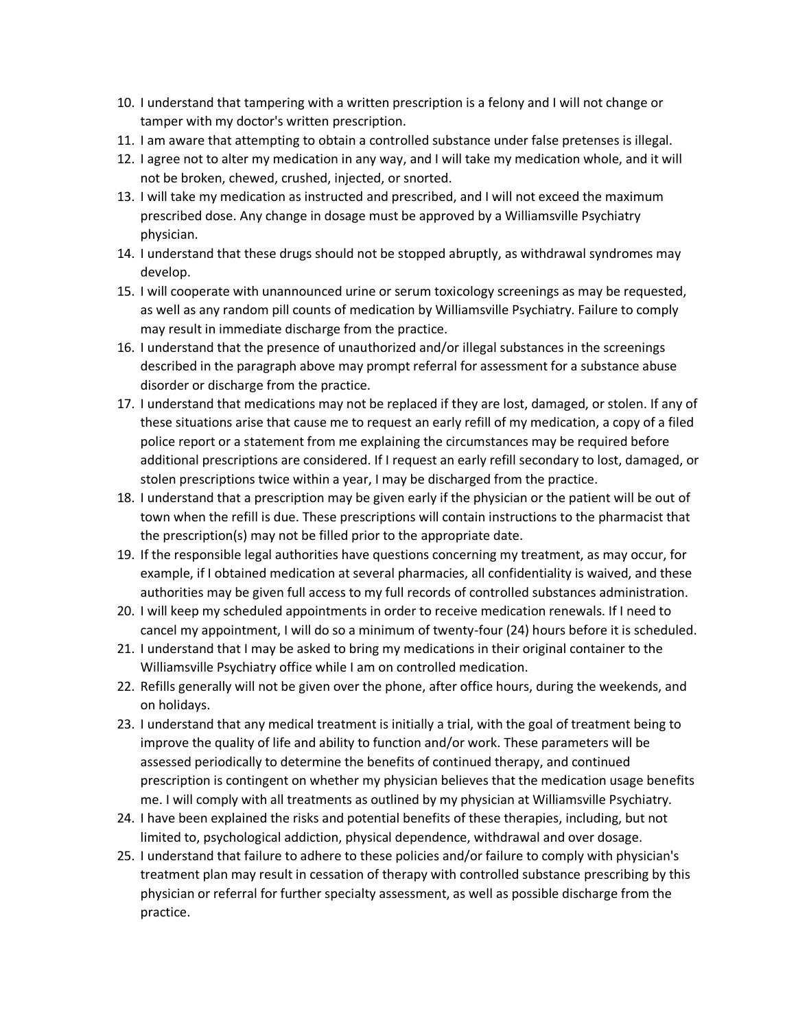10. I understand that tampering with a written prescription is a felony and I will not change or tamper with my doctor's written prescription.
11. I am aware that attempting to obtain a controlled substance under false pretenses is illegal.
12. I agree not to alter my medication in any way, and I will take my medication whole, and it will not be broken, chewed, crushed, injected, or snorted.
13. I will take my medication as instructed and prescribed, and I will not exceed the maximum prescribed dose. Any change in dosage must be approved by a Williamsville Psychiatry physician.
14. I understand that these drugs should not be stopped abruptly, as withdrawal syndromes may develop.
15. I will cooperate with unannounced urine or serum toxicology screenings as may be requested, as well as any random pill counts of medication by Williamsville Psychiatry. Failure to comply may result in immediate discharge from the practice.
16. I understand that the presence of unauthorized and/or illegal substances in the screenings described in the paragraph above may prompt referral for assessment for a substance abuse disorder or discharge from the practice.
17. I understand that medications may not be replaced if they are lost, damaged, or stolen. If any of these situations arise that cause me to request an early refill of my medication, a copy of a filed police report or a statement from me explaining the circumstances may be required before additional prescriptions are considered. If I request an early refill secondary to lost, damaged, or stolen prescriptions twice within a year, I may be discharged from the practice.
18. I understand that a prescription may be given early if the physician or the patient will be out of town when the refill is due. These prescriptions will contain instructions to the pharmacist that the prescription(s) may not be filled prior to the appropriate date.
19. If the responsible legal authorities have questions concerning my treatment, as may occur, for example, if I obtained medication at several pharmacies, all confidentiality is waived, and these authorities may be given full access to my full records of controlled substances administration.
20. I will keep my scheduled appointments in order to receive medication renewals. If I need to cancel my appointment, I will do so a minimum of twenty-four (24) hours before it is scheduled.
21. I understand that I may be asked to bring my medications in their original container to the Williamsville Psychiatry office while I am on controlled medication.
22. Refills generally will not be given over the phone, after office hours, during the weekends, and on holidays.
23. I understand that any medical treatment is initially a trial, with the goal of treatment being to improve the quality of life and ability to function and/or work. These parameters will be assessed periodically to determine the benefits of continued therapy, and continued prescription is contingent on whether my physician believes that the medication usage benefits me. I will comply with all treatments as outlined by my physician at Williamsville Psychiatry.
24. I have been explained the risks and potential benefits of these therapies, including, but not limited to, psychological addiction, physical dependence, withdrawal and over dosage.
25. I understand that failure to adhere to these policies and/or failure to comply with physician's treatment plan may result in cessation of therapy with controlled substance prescribing by this physician or referral for further specialty assessment, as well as possible discharge from the practice.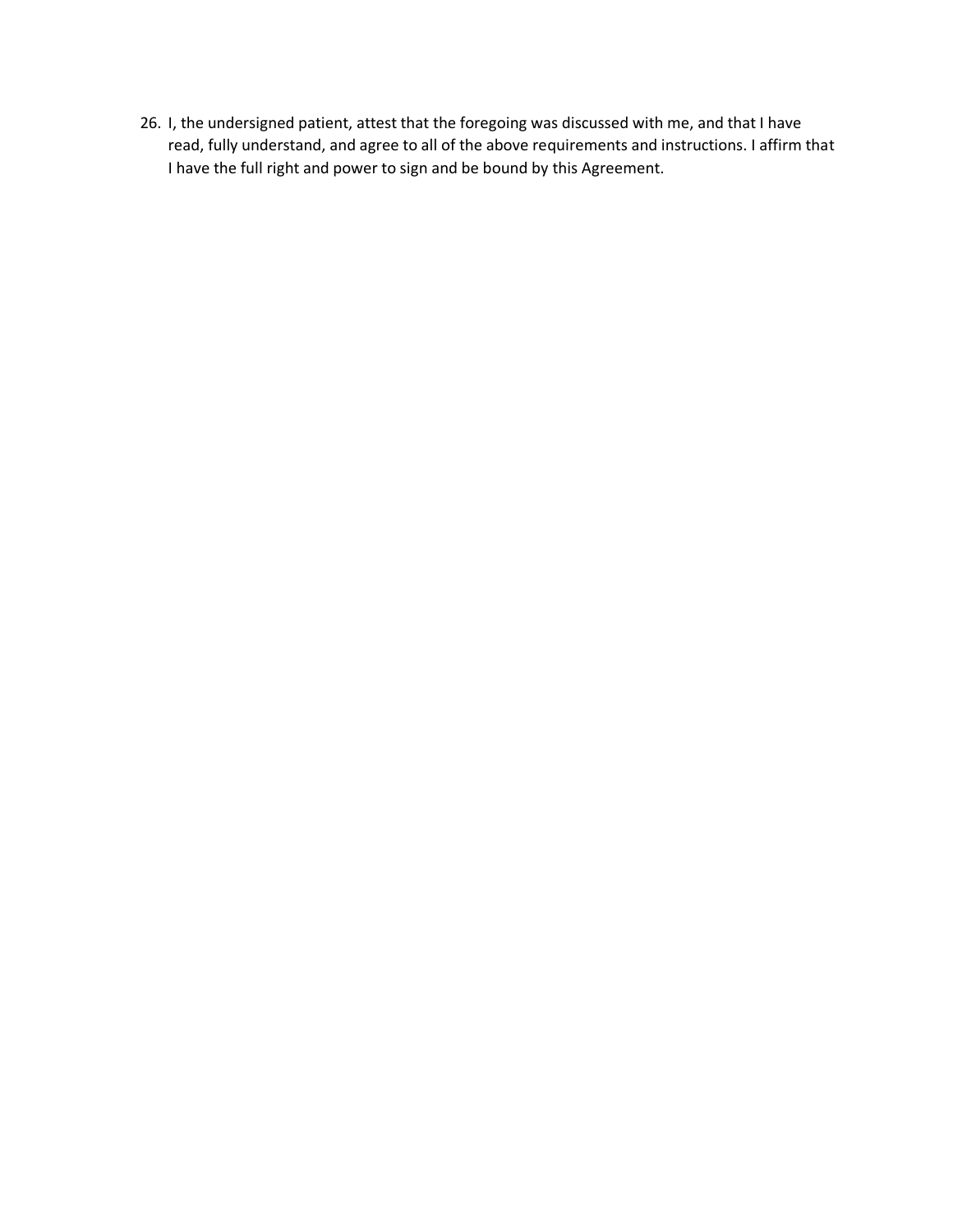26. I, the undersigned patient, attest that the foregoing was discussed with me, and that I have read, fully understand, and agree to all of the above requirements and instructions. I affirm that I have the full right and power to sign and be bound by this Agreement.